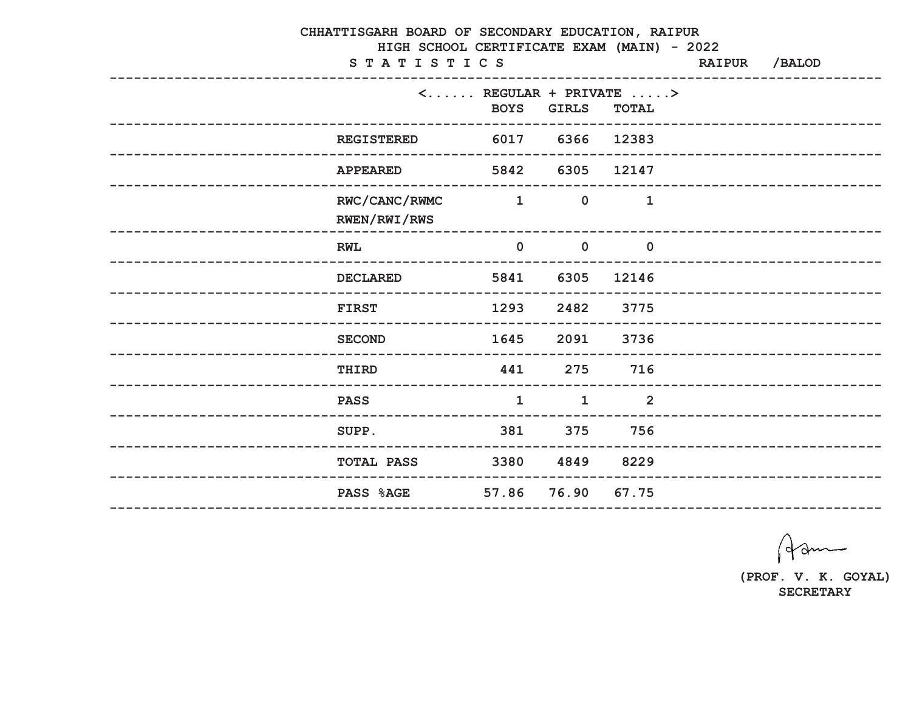# CHHATTISGARH BOARD OF SECONDARY EDUCATION, RAIPUR

## HIGH SCHOOL CERTIFICATE EXAM (MAIN) - 2022

**S T A T I S T I C S** RAIPUR /BALOD

| | <...... REGULAR + PRIVATE .....> | | |
|---|---|---|---|
| | BOYS | GIRLS | TOTAL |
| REGISTERED | 6017 | 6366 | 12383 |
| APPEARED | 5842 | 6305 | 12147 |
| RWC/CANC/RWMC RWEN/RWI/RWS | 1 | 0 | 1 |
| RWL | 0 | 0 | 0 |
| DECLARED | 5841 | 6305 | 12146 |
| FIRST | 1293 | 2482 | 3775 |
| SECOND | 1645 | 2091 | 3736 |
| THIRD | 441 | 275 | 716 |
| PASS | 1 | 1 | 2 |
| SUPP. | 381 | 375 | 756 |
| TOTAL PASS | 3380 | 4849 | 8229 |
| PASS %AGE | 57.86 | 76.90 | 67.75 |

(PROF. V. K. GOYAL)
SECRETARY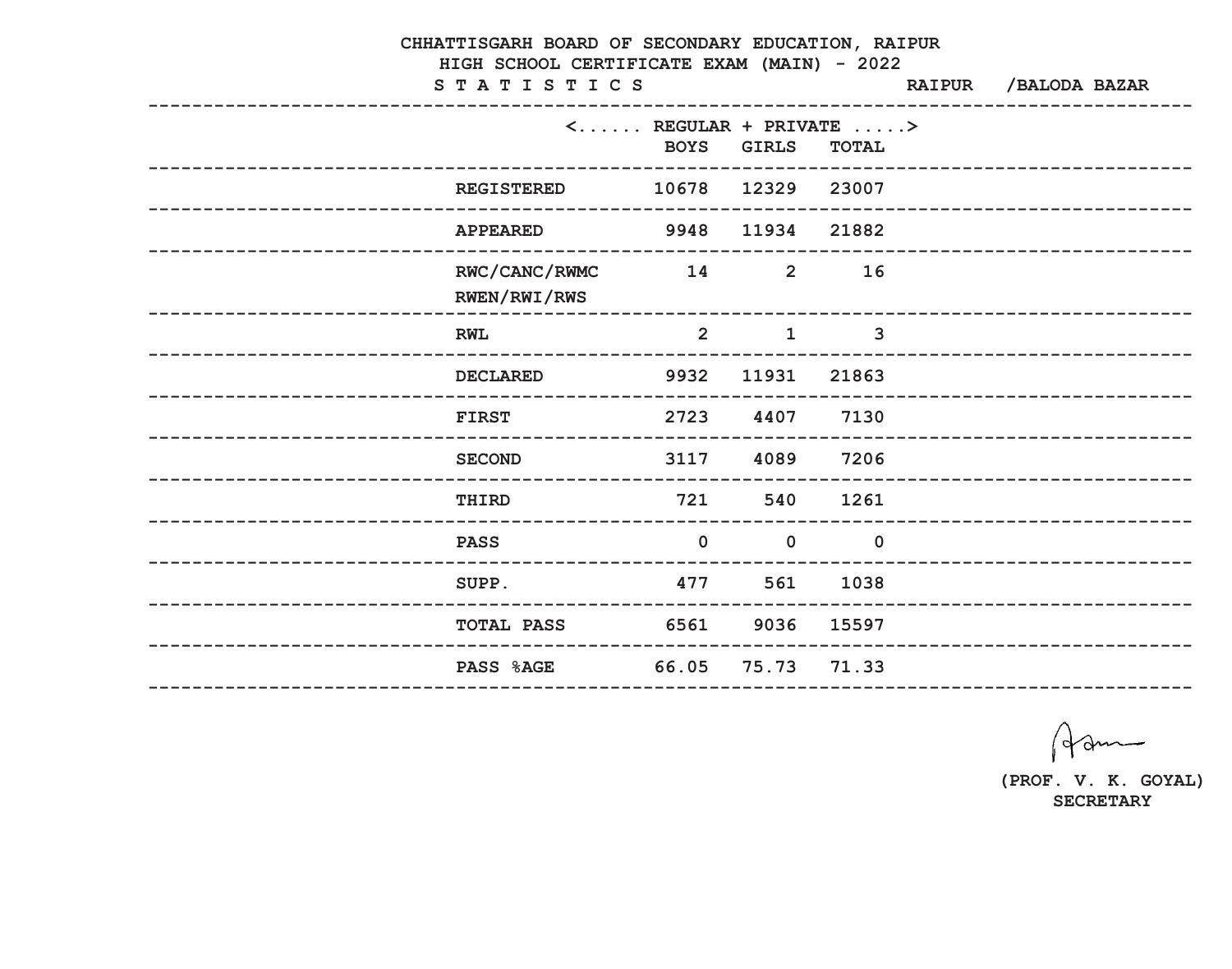# CHHATTISGARH BOARD OF SECONDARY EDUCATION, RAIPUR

## HIGH SCHOOL CERTIFICATE EXAM (MAIN) - 2022

**S T A T I S T I C S** RAIPUR /BALODA BAZAR

| | <...... REGULAR + PRIVATE .....> | | |
|---|---|---|---|
| | BOYS | GIRLS | TOTAL |
| REGISTERED | 10678 | 12329 | 23007 |
| APPEARED | 9948 | 11934 | 21882 |
| RWC/CANC/RWMC RWEN/RWI/RWS | 14 | 2 | 16 |
| RWL | 2 | 1 | 3 |
| DECLARED | 9932 | 11931 | 21863 |
| FIRST | 2723 | 4407 | 7130 |
| SECOND | 3117 | 4089 | 7206 |
| THIRD | 721 | 540 | 1261 |
| PASS | 0 | 0 | 0 |
| SUPP. | 477 | 561 | 1038 |
| TOTAL PASS | 6561 | 9036 | 15597 |
| PASS %AGE | 66.05 | 75.73 | 71.33 |

(PROF. V. K. GOYAL)
SECRETARY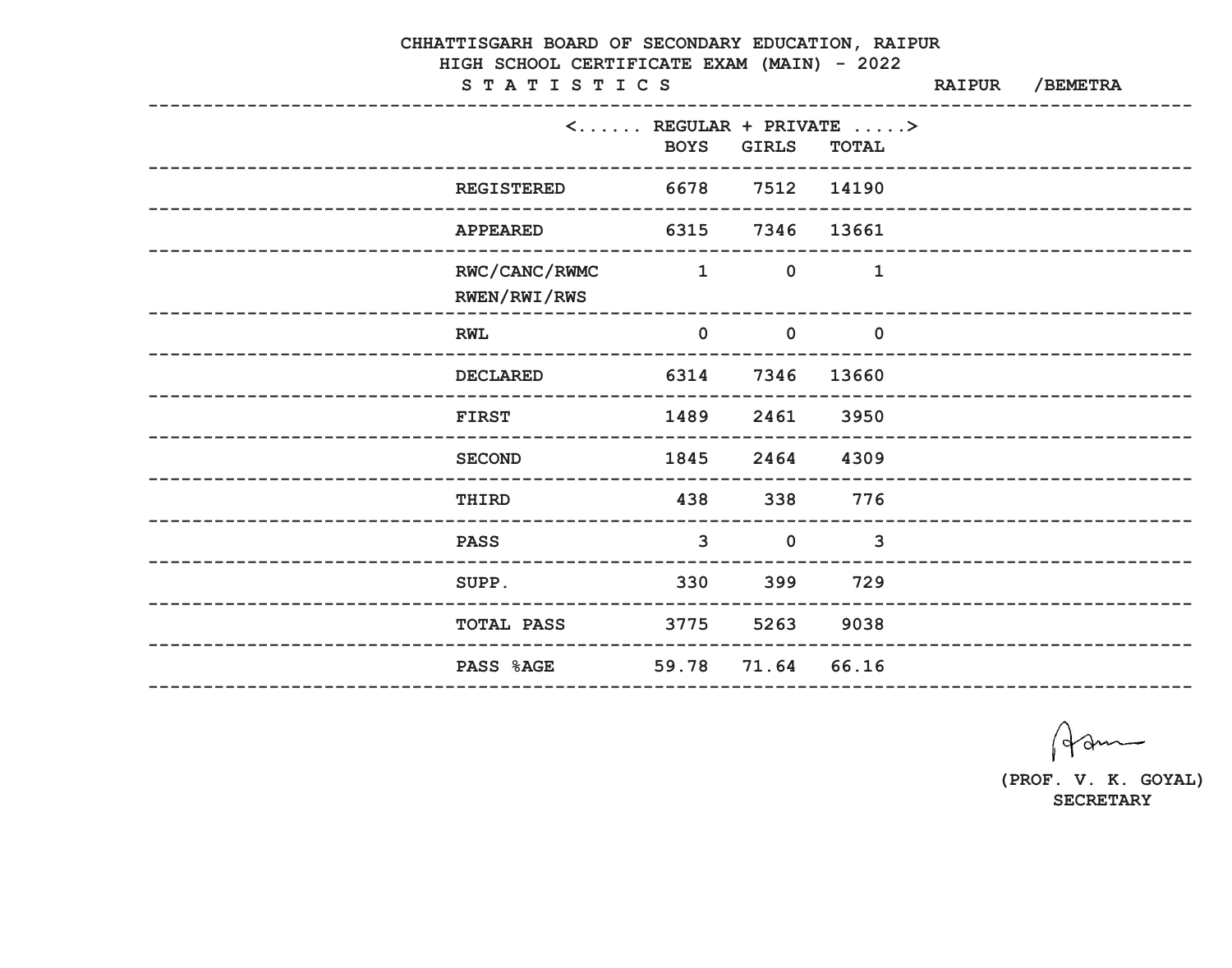# CHHATTISGARH BOARD OF SECONDARY EDUCATION, RAIPUR

## HIGH SCHOOL CERTIFICATE EXAM (MAIN) - 2022

**S T A T I S T I C S** RAIPUR /BEMETRA

| | <...... REGULAR + PRIVATE .....> | | |
|---|---|---|---|
| | BOYS | GIRLS | TOTAL |
| REGISTERED | 6678 | 7512 | 14190 |
| APPEARED | 6315 | 7346 | 13661 |
| RWC/CANC/RWMC RWEN/RWI/RWS | 1 | 0 | 1 |
| RWL | 0 | 0 | 0 |
| DECLARED | 6314 | 7346 | 13660 |
| FIRST | 1489 | 2461 | 3950 |
| SECOND | 1845 | 2464 | 4309 |
| THIRD | 438 | 338 | 776 |
| PASS | 3 | 0 | 3 |
| SUPP. | 330 | 399 | 729 |
| TOTAL PASS | 3775 | 5263 | 9038 |
| PASS %AGE | 59.78 | 71.64 | 66.16 |

(PROF. V. K. GOYAL)
SECRETARY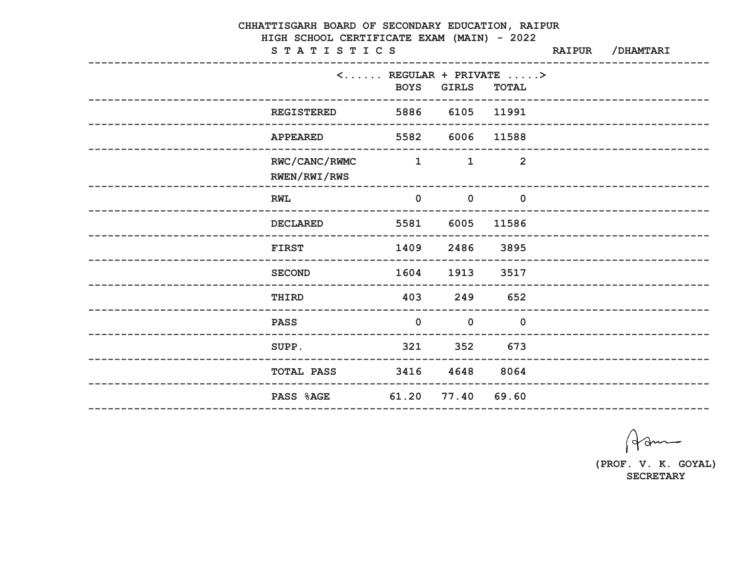# CHHATTISGARH BOARD OF SECONDARY EDUCATION, RAIPUR

## HIGH SCHOOL CERTIFICATE EXAM (MAIN) - 2022

**S T A T I S T I C S** RAIPUR /DHAMTARI

| | <...... REGULAR + PRIVATE .....> | | |
|---|---|---|---|
| | BOYS | GIRLS | TOTAL |
| REGISTERED | 5886 | 6105 | 11991 |
| APPEARED | 5582 | 6006 | 11588 |
| RWC/CANC/RWMC RWEN/RWI/RWS | 1 | 1 | 2 |
| RWL | 0 | 0 | 0 |
| DECLARED | 5581 | 6005 | 11586 |
| FIRST | 1409 | 2486 | 3895 |
| SECOND | 1604 | 1913 | 3517 |
| THIRD | 403 | 249 | 652 |
| PASS | 0 | 0 | 0 |
| SUPP. | 321 | 352 | 673 |
| TOTAL PASS | 3416 | 4648 | 8064 |
| PASS %AGE | 61.20 | 77.40 | 69.60 |

(PROF. V. K. GOYAL)
SECRETARY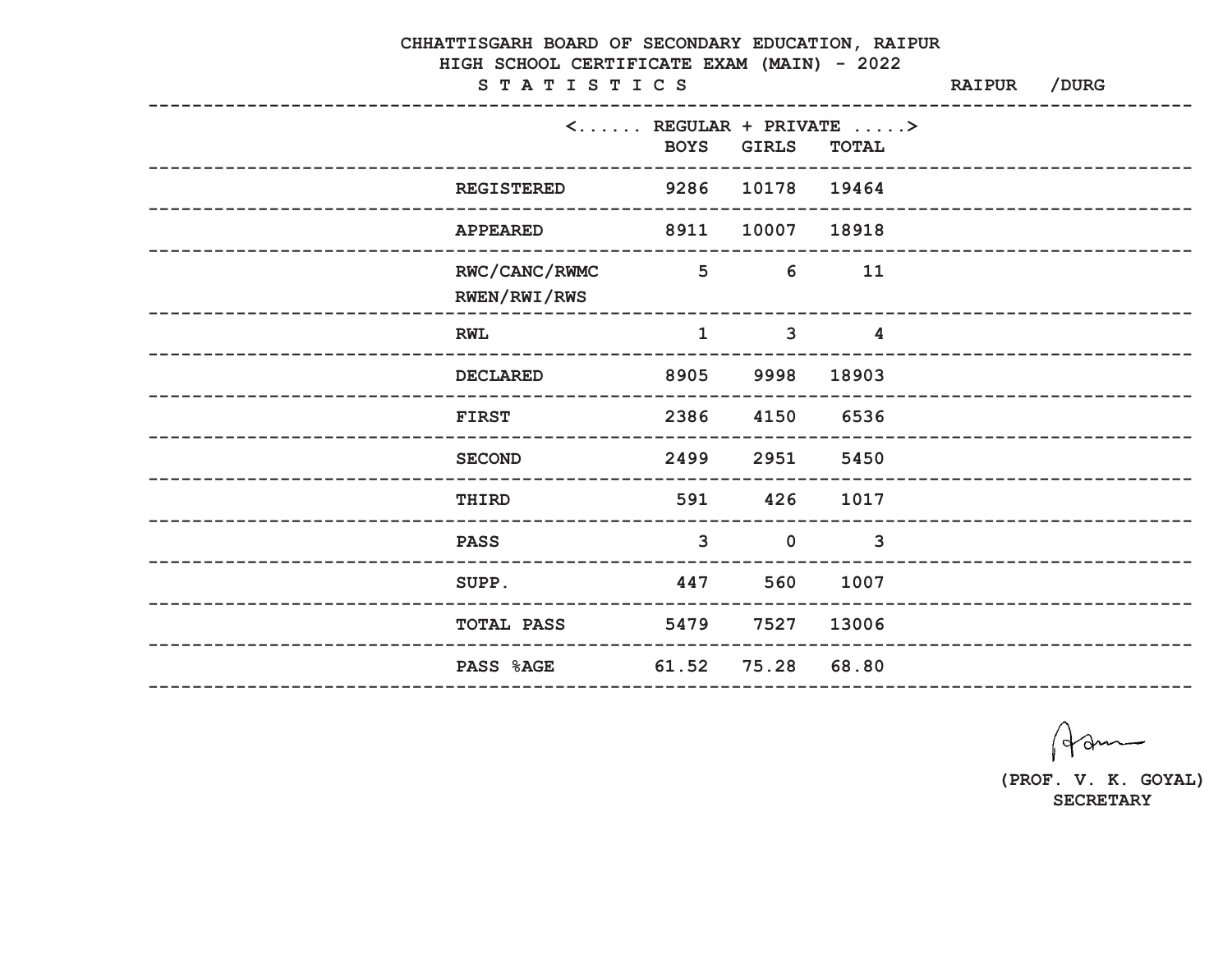# CHHATTISGARH BOARD OF SECONDARY EDUCATION, RAIPUR

## HIGH SCHOOL CERTIFICATE EXAM (MAIN) - 2022

**S T A T I S T I C S** RAIPUR /DURG

| | <...... REGULAR + PRIVATE .....> | | |
|---|---|---|---|
| | BOYS | GIRLS | TOTAL |
| REGISTERED | 9286 | 10178 | 19464 |
| APPEARED | 8911 | 10007 | 18918 |
| RWC/CANC/RWMC RWEN/RWI/RWS | 5 | 6 | 11 |
| RWL | 1 | 3 | 4 |
| DECLARED | 8905 | 9998 | 18903 |
| FIRST | 2386 | 4150 | 6536 |
| SECOND | 2499 | 2951 | 5450 |
| THIRD | 591 | 426 | 1017 |
| PASS | 3 | 0 | 3 |
| SUPP. | 447 | 560 | 1007 |
| TOTAL PASS | 5479 | 7527 | 13006 |
| PASS %AGE | 61.52 | 75.28 | 68.80 |

(PROF. V. K. GOYAL)
SECRETARY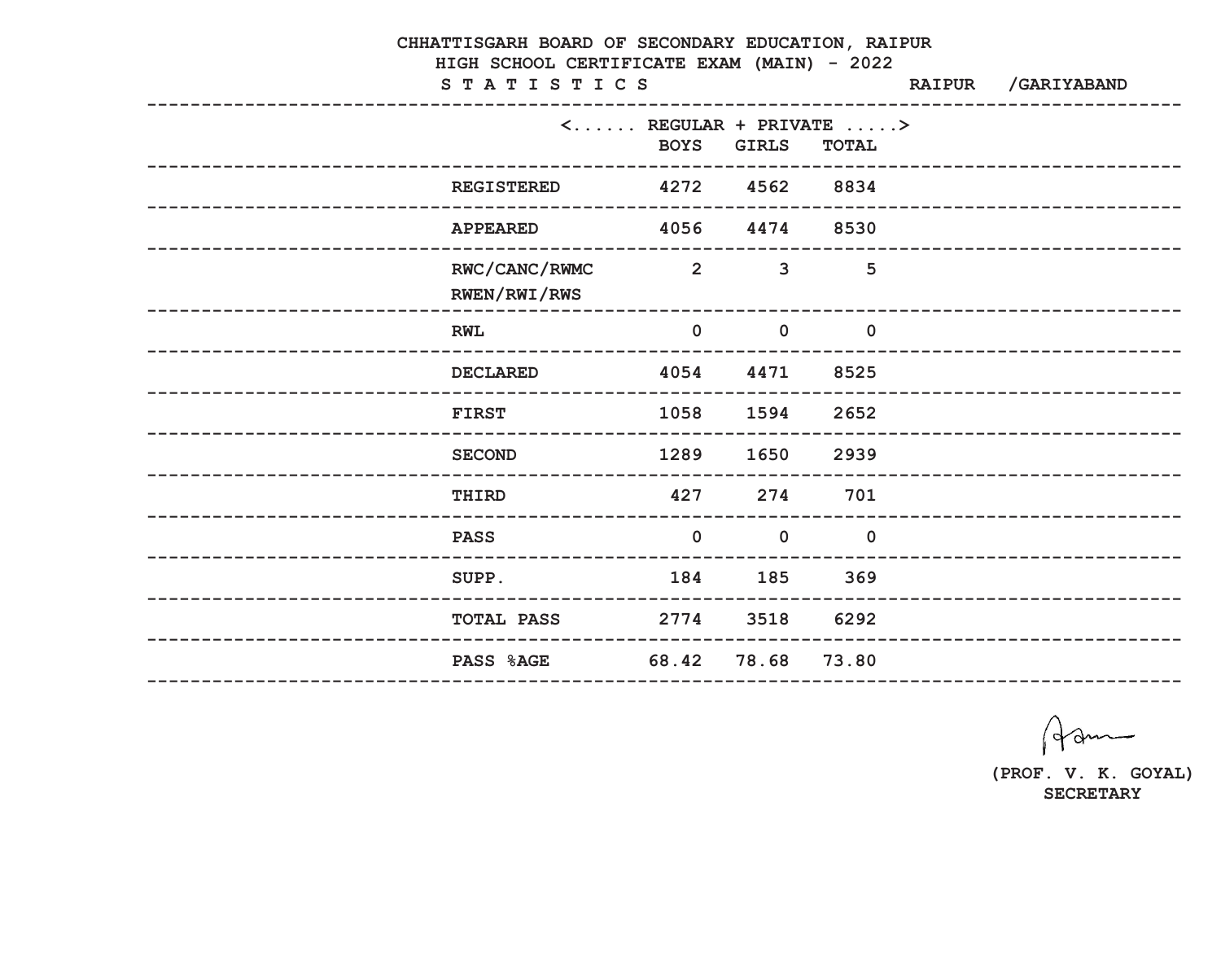CHHATTISGARH BOARD OF SECONDARY EDUCATION, RAIPUR

HIGH SCHOOL CERTIFICATE EXAM (MAIN) - 2022

S T A T I S T I C S RAIPUR /GARIYABAND

| | <...... REGULAR + PRIVATE .....> | | |
|---|---|---|---|
| | BOYS | GIRLS | TOTAL |
| REGISTERED | 4272 | 4562 | 8834 |
| APPEARED | 4056 | 4474 | 8530 |
| RWC/CANC/RWMC RWEN/RWI/RWS | 2 | 3 | 5 |
| RWL | 0 | 0 | 0 |
| DECLARED | 4054 | 4471 | 8525 |
| FIRST | 1058 | 1594 | 2652 |
| SECOND | 1289 | 1650 | 2939 |
| THIRD | 427 | 274 | 701 |
| PASS | 0 | 0 | 0 |
| SUPP. | 184 | 185 | 369 |
| TOTAL PASS | 2774 | 3518 | 6292 |
| PASS %AGE | 68.42 | 78.68 | 73.80 |

(PROF. V. K. GOYAL)
SECRETARY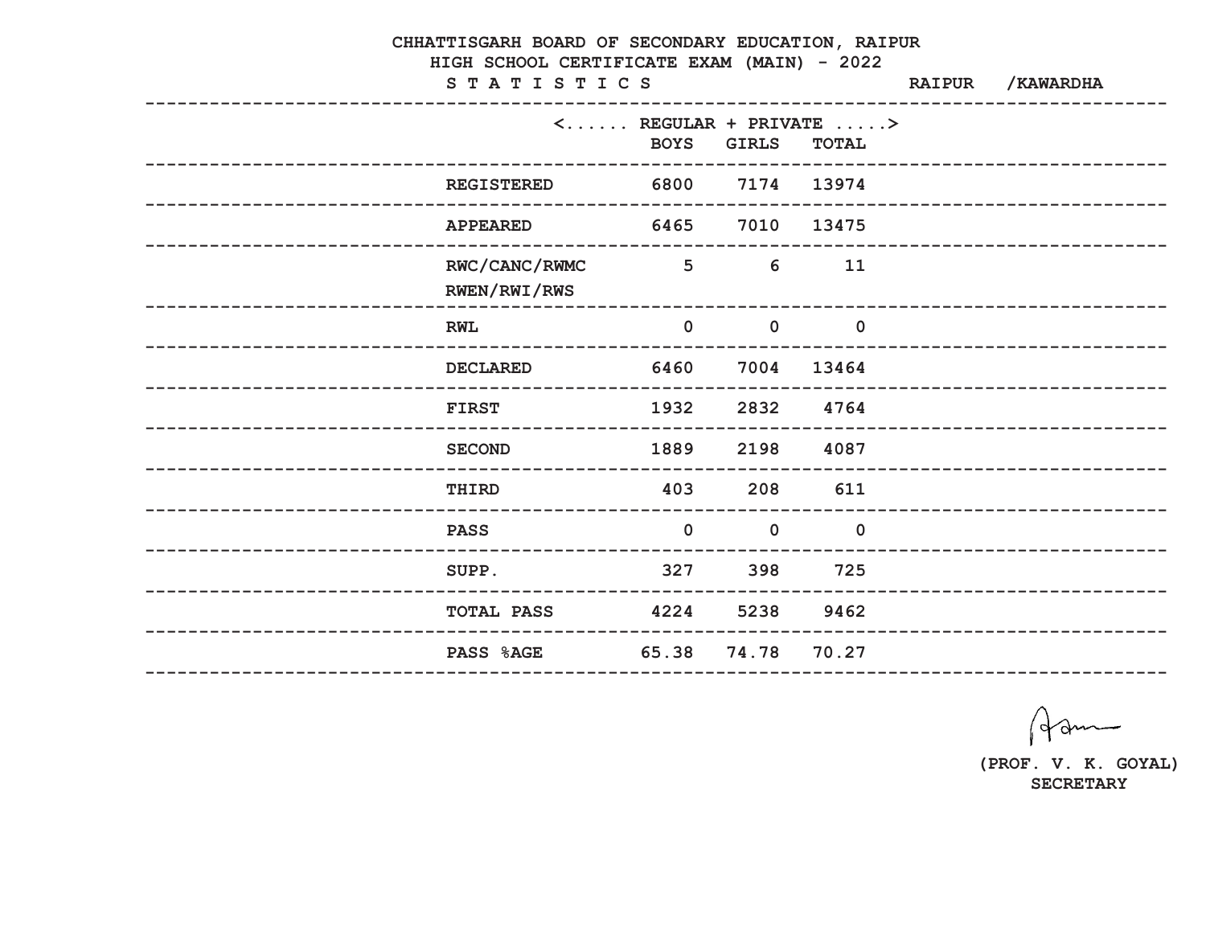CHHATTISGARH BOARD OF SECONDARY EDUCATION, RAIPUR

HIGH SCHOOL CERTIFICATE EXAM (MAIN) - 2022

S T A T I S T I C S RAIPUR /KAWARDHA

| | <...... REGULAR + PRIVATE .....> | | |
|---|---|---|---|
| | BOYS | GIRLS | TOTAL |
| REGISTERED | 6800 | 7174 | 13974 |
| APPEARED | 6465 | 7010 | 13475 |
| RWC/CANC/RWMC RWEN/RWI/RWS | 5 | 6 | 11 |
| RWL | 0 | 0 | 0 |
| DECLARED | 6460 | 7004 | 13464 |
| FIRST | 1932 | 2832 | 4764 |
| SECOND | 1889 | 2198 | 4087 |
| THIRD | 403 | 208 | 611 |
| PASS | 0 | 0 | 0 |
| SUPP. | 327 | 398 | 725 |
| TOTAL PASS | 4224 | 5238 | 9462 |
| PASS %AGE | 65.38 | 74.78 | 70.27 |

(PROF. V. K. GOYAL)
SECRETARY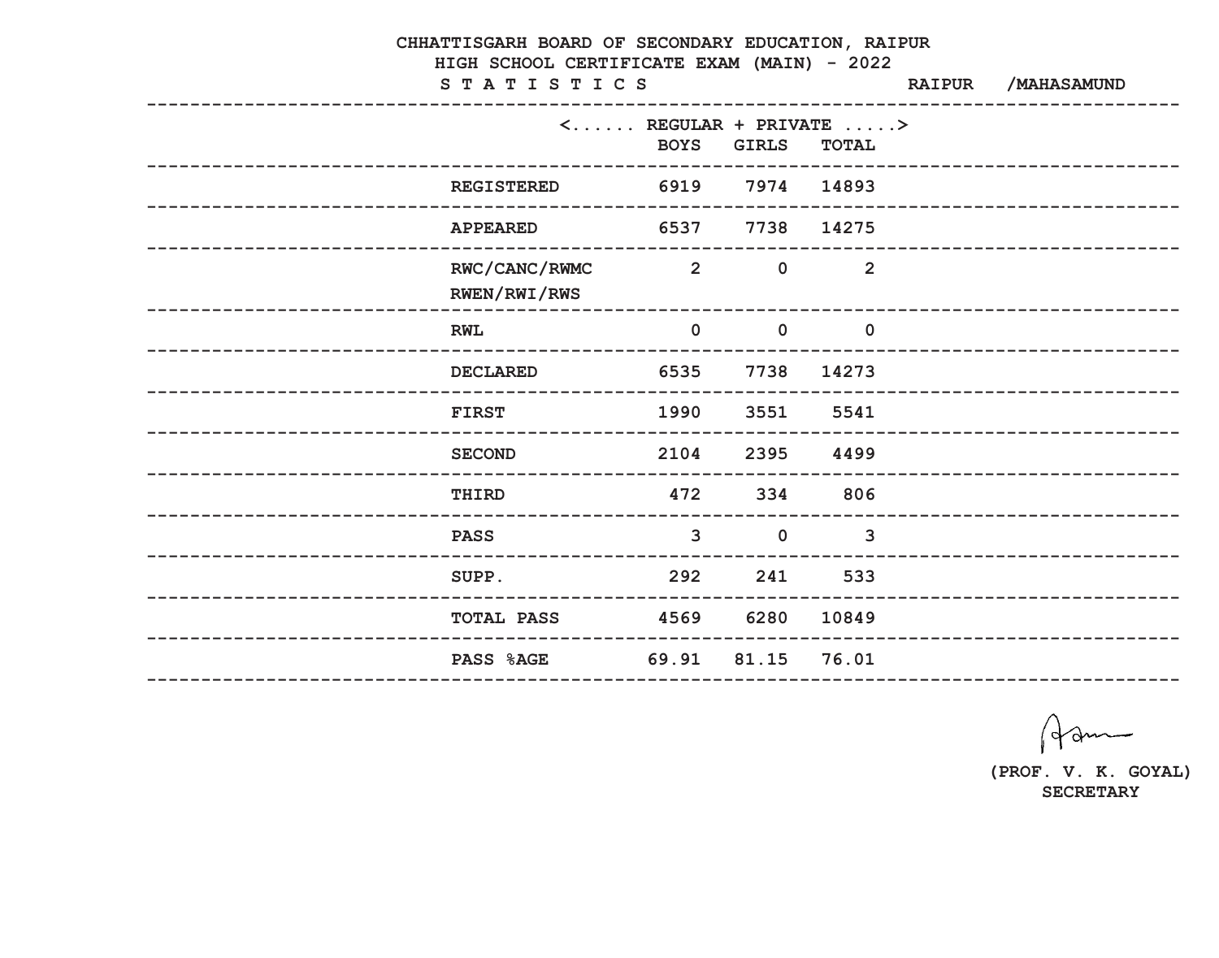CHHATTISGARH BOARD OF SECONDARY EDUCATION, RAIPUR

HIGH SCHOOL CERTIFICATE EXAM (MAIN) - 2022

S T A T I S T I C S RAIPUR /MAHASAMUND

| | <...... REGULAR + PRIVATE .....> | | |
|---|---|---|---|
| | BOYS | GIRLS | TOTAL |
| REGISTERED | 6919 | 7974 | 14893 |
| APPEARED | 6537 | 7738 | 14275 |
| RWC/CANC/RWMC RWEN/RWI/RWS | 2 | 0 | 2 |
| RWL | 0 | 0 | 0 |
| DECLARED | 6535 | 7738 | 14273 |
| FIRST | 1990 | 3551 | 5541 |
| SECOND | 2104 | 2395 | 4499 |
| THIRD | 472 | 334 | 806 |
| PASS | 3 | 0 | 3 |
| SUPP. | 292 | 241 | 533 |
| TOTAL PASS | 4569 | 6280 | 10849 |
| PASS %AGE | 69.91 | 81.15 | 76.01 |

(PROF. V. K. GOYAL)
SECRETARY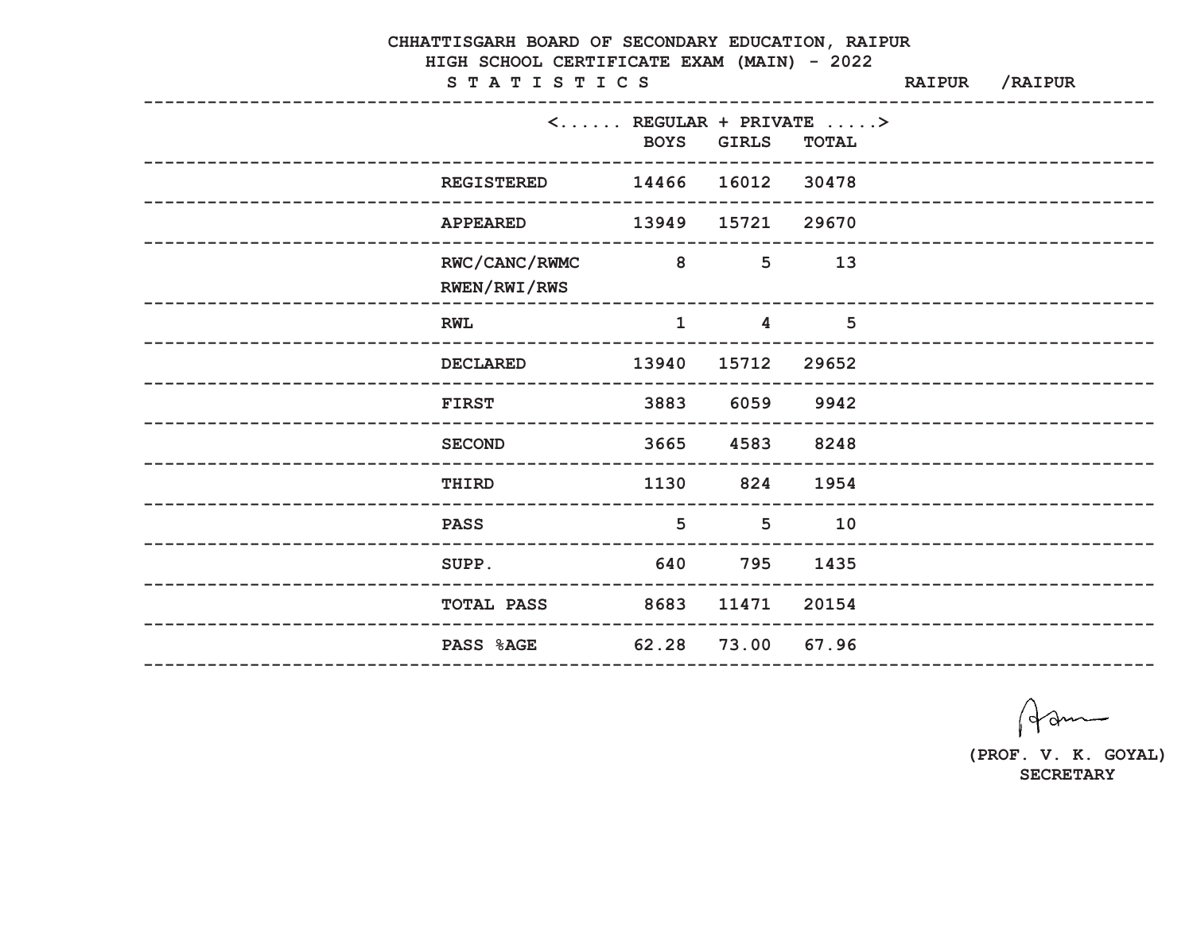# CHHATTISGARH BOARD OF SECONDARY EDUCATION, RAIPUR

## HIGH SCHOOL CERTIFICATE EXAM (MAIN) - 2022

**S T A T I S T I C S** RAIPUR /RAIPUR

| | <...... REGULAR + PRIVATE .....> | | |
|---|---|---|---|
| | BOYS | GIRLS | TOTAL |
| REGISTERED | 14466 | 16012 | 30478 |
| APPEARED | 13949 | 15721 | 29670 |
| RWC/CANC/RWMC RWEN/RWI/RWS | 8 | 5 | 13 |
| RWL | 1 | 4 | 5 |
| DECLARED | 13940 | 15712 | 29652 |
| FIRST | 3883 | 6059 | 9942 |
| SECOND | 3665 | 4583 | 8248 |
| THIRD | 1130 | 824 | 1954 |
| PASS | 5 | 5 | 10 |
| SUPP. | 640 | 795 | 1435 |
| TOTAL PASS | 8683 | 11471 | 20154 |
| PASS %AGE | 62.28 | 73.00 | 67.96 |

(PROF. V. K. GOYAL)
SECRETARY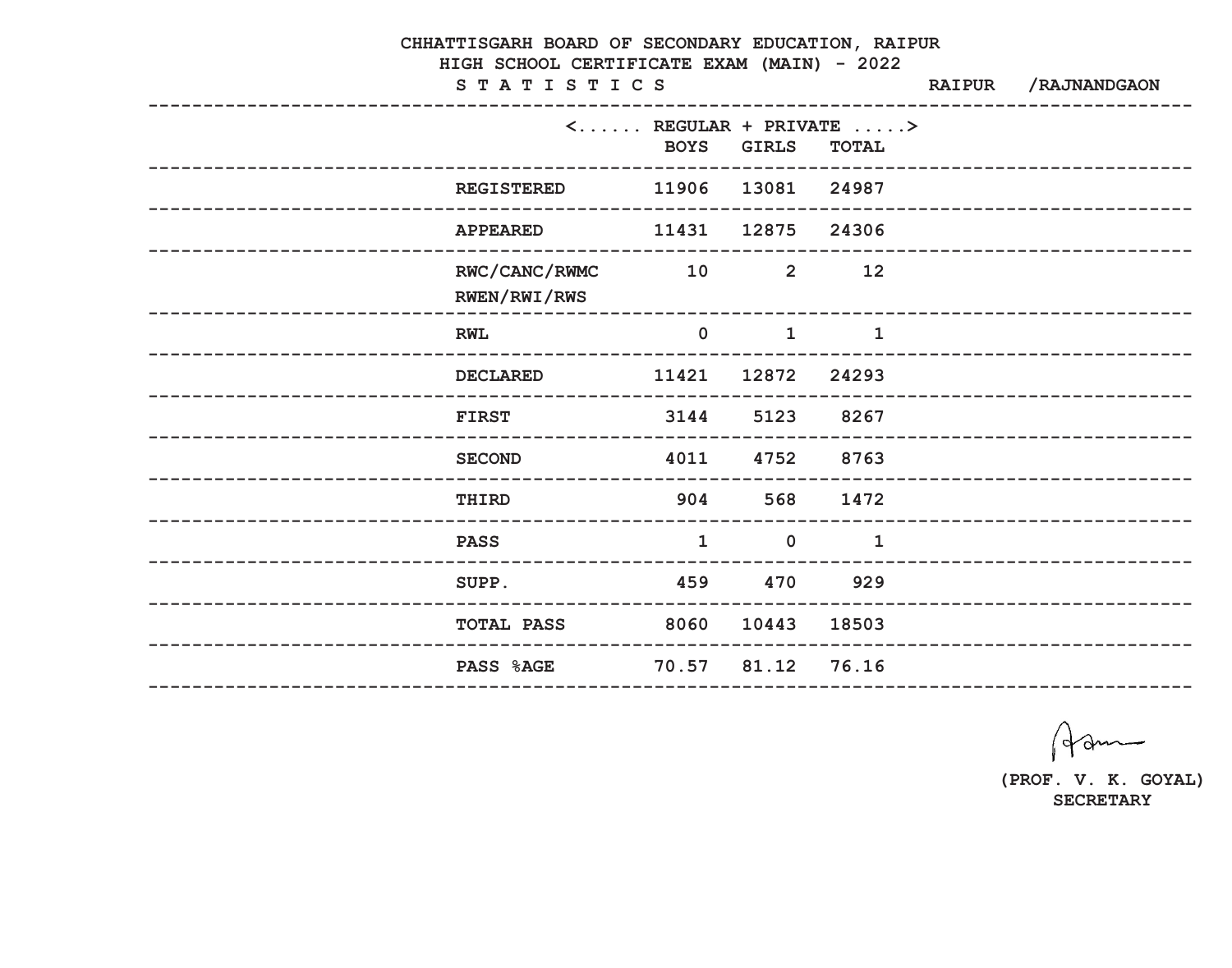# CHHATTISGARH BOARD OF SECONDARY EDUCATION, RAIPUR

## HIGH SCHOOL CERTIFICATE EXAM (MAIN) - 2022

**S T A T I S T I C S** RAIPUR /RAJNANDGAON

| | <...... REGULAR + PRIVATE .....> | | |
|---|---|---|---|
| | BOYS | GIRLS | TOTAL |
| REGISTERED | 11906 | 13081 | 24987 |
| APPEARED | 11431 | 12875 | 24306 |
| RWC/CANC/RWMC RWEN/RWI/RWS | 10 | 2 | 12 |
| RWL | 0 | 1 | 1 |
| DECLARED | 11421 | 12872 | 24293 |
| FIRST | 3144 | 5123 | 8267 |
| SECOND | 4011 | 4752 | 8763 |
| THIRD | 904 | 568 | 1472 |
| PASS | 1 | 0 | 1 |
| SUPP. | 459 | 470 | 929 |
| TOTAL PASS | 8060 | 10443 | 18503 |
| PASS %AGE | 70.57 | 81.12 | 76.16 |

(PROF. V. K. GOYAL)
SECRETARY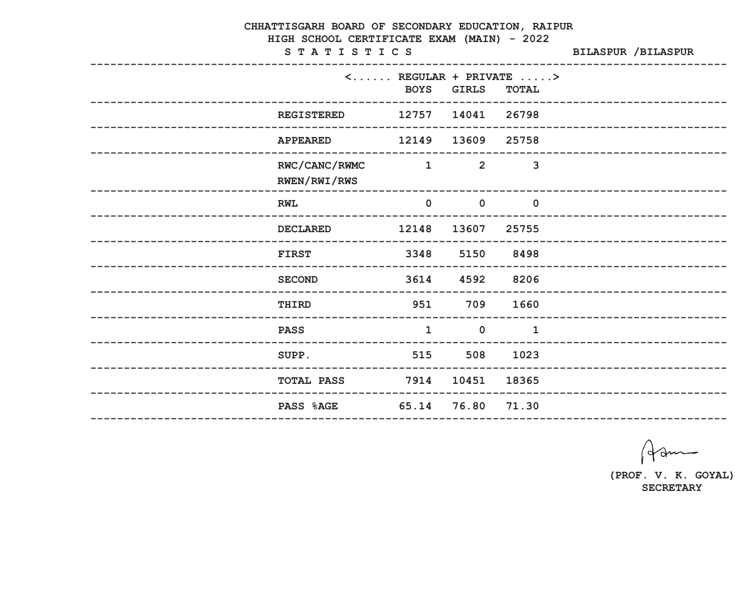CHHATTISGARH BOARD OF SECONDARY EDUCATION, RAIPUR

HIGH SCHOOL CERTIFICATE EXAM (MAIN) - 2022

STATISTICS BILASPUR /BILASPUR

| | <...... REGULAR + PRIVATE .....> | | |
|---|---|---|---|
| | BOYS | GIRLS | TOTAL |
| REGISTERED | 12757 | 14041 | 26798 |
| APPEARED | 12149 | 13609 | 25758 |
| RWC/CANC/RWMC RWEN/RWI/RWS | 1 | 2 | 3 |
| RWL | 0 | 0 | 0 |
| DECLARED | 12148 | 13607 | 25755 |
| FIRST | 3348 | 5150 | 8498 |
| SECOND | 3614 | 4592 | 8206 |
| THIRD | 951 | 709 | 1660 |
| PASS | 1 | 0 | 1 |
| SUPP. | 515 | 508 | 1023 |
| TOTAL PASS | 7914 | 10451 | 18365 |
| PASS %AGE | 65.14 | 76.80 | 71.30 |

(PROF. V. K. GOYAL)
SECRETARY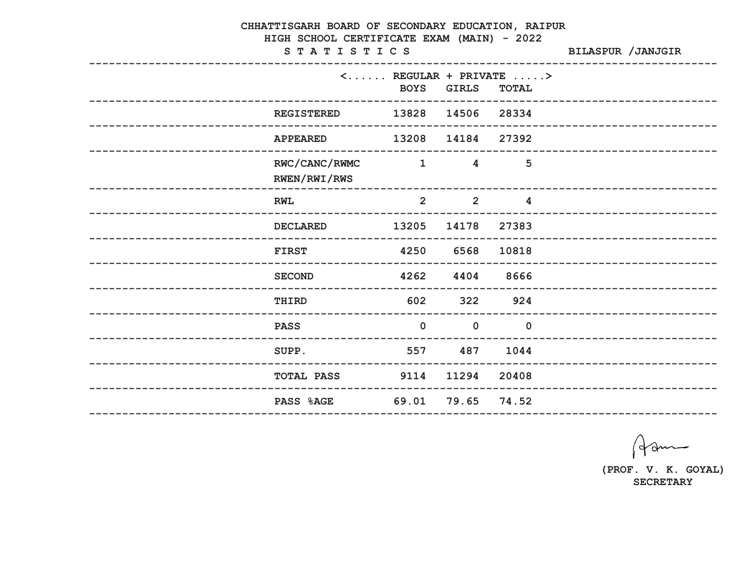# CHHATTISGARH BOARD OF SECONDARY EDUCATION, RAIPUR

## HIGH SCHOOL CERTIFICATE EXAM (MAIN) - 2022

**S T A T I S T I C S** **BILASPUR /JANJGIR**

| | <...... REGULAR + PRIVATE .....> | | |
|---|---|---|---|
| | BOYS | GIRLS | TOTAL |
| REGISTERED | 13828 | 14506 | 28334 |
| APPEARED | 13208 | 14184 | 27392 |
| RWC/CANC/RWMC RWEN/RWI/RWS | 1 | 4 | 5 |
| RWL | 2 | 2 | 4 |
| DECLARED | 13205 | 14178 | 27383 |
| FIRST | 4250 | 6568 | 10818 |
| SECOND | 4262 | 4404 | 8666 |
| THIRD | 602 | 322 | 924 |
| PASS | 0 | 0 | 0 |
| SUPP. | 557 | 487 | 1044 |
| TOTAL PASS | 9114 | 11294 | 20408 |
| PASS %AGE | 69.01 | 79.65 | 74.52 |

(PROF. V. K. GOYAL)
SECRETARY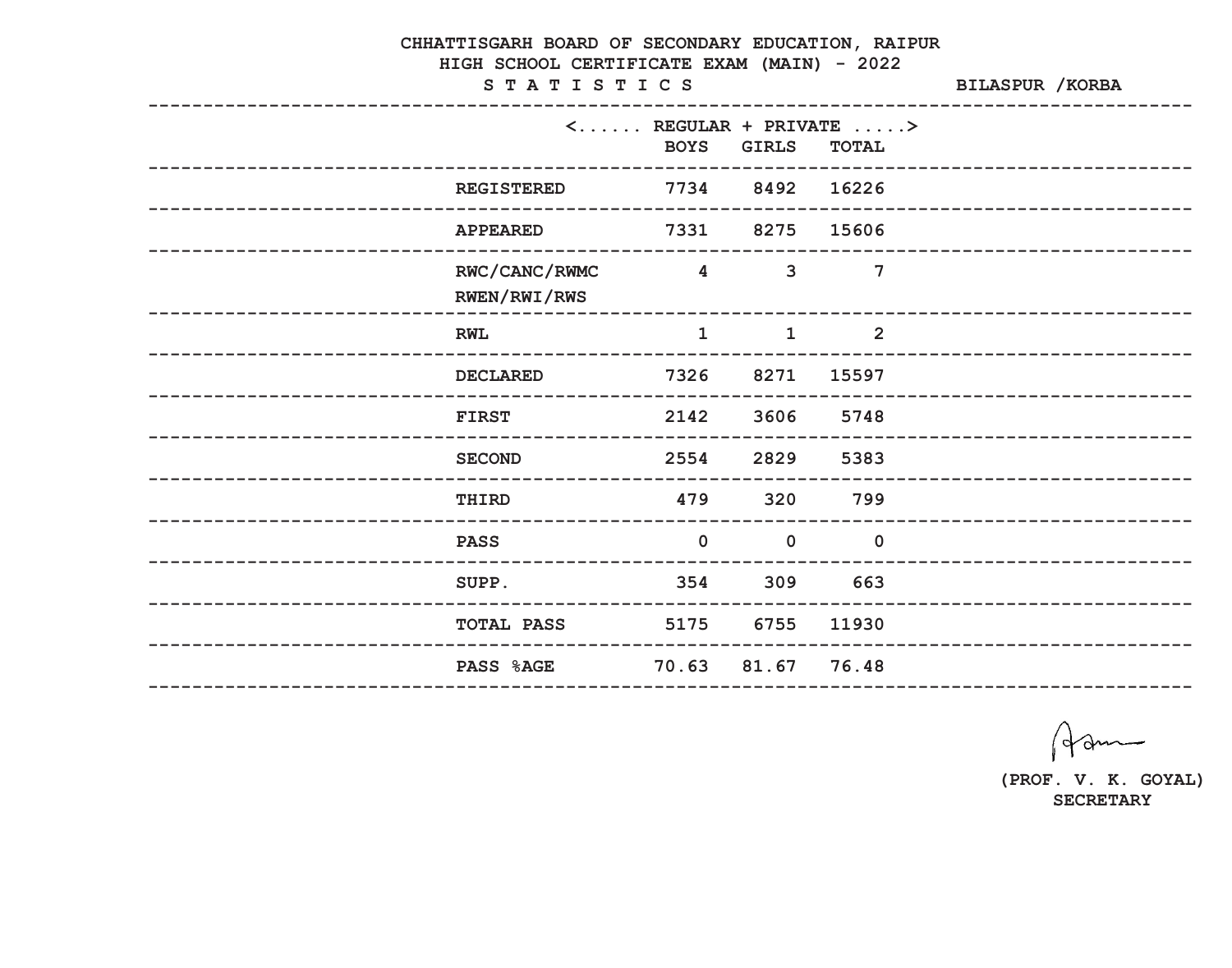# CHHATTISGARH BOARD OF SECONDARY EDUCATION, RAIPUR

## HIGH SCHOOL CERTIFICATE EXAM (MAIN) - 2022

**S T A T I S T I C S** — **BILASPUR /KORBA**

| | <...... REGULAR + PRIVATE .....> | | |
|---|---|---|---|
| | BOYS | GIRLS | TOTAL |
| REGISTERED | 7734 | 8492 | 16226 |
| APPEARED | 7331 | 8275 | 15606 |
| RWC/CANC/RWMC RWEN/RWI/RWS | 4 | 3 | 7 |
| RWL | 1 | 1 | 2 |
| DECLARED | 7326 | 8271 | 15597 |
| FIRST | 2142 | 3606 | 5748 |
| SECOND | 2554 | 2829 | 5383 |
| THIRD | 479 | 320 | 799 |
| PASS | 0 | 0 | 0 |
| SUPP. | 354 | 309 | 663 |
| TOTAL PASS | 5175 | 6755 | 11930 |
| PASS %AGE | 70.63 | 81.67 | 76.48 |

(PROF. V. K. GOYAL)
SECRETARY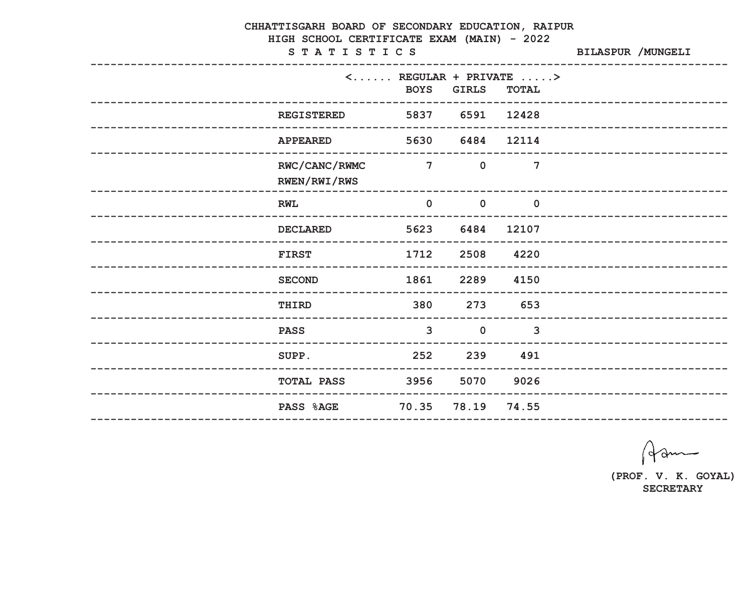# CHHATTISGARH BOARD OF SECONDARY EDUCATION, RAIPUR

## HIGH SCHOOL CERTIFICATE EXAM (MAIN) - 2022

**S T A T I S T I C S** — BILASPUR /MUNGELI

| | <...... REGULAR + PRIVATE .....> | | |
|---|---|---|---|
| | BOYS | GIRLS | TOTAL |
| REGISTERED | 5837 | 6591 | 12428 |
| APPEARED | 5630 | 6484 | 12114 |
| RWC/CANC/RWMC RWEN/RWI/RWS | 7 | 0 | 7 |
| RWL | 0 | 0 | 0 |
| DECLARED | 5623 | 6484 | 12107 |
| FIRST | 1712 | 2508 | 4220 |
| SECOND | 1861 | 2289 | 4150 |
| THIRD | 380 | 273 | 653 |
| PASS | 3 | 0 | 3 |
| SUPP. | 252 | 239 | 491 |
| TOTAL PASS | 3956 | 5070 | 9026 |
| PASS %AGE | 70.35 | 78.19 | 74.55 |

(PROF. V. K. GOYAL)
SECRETARY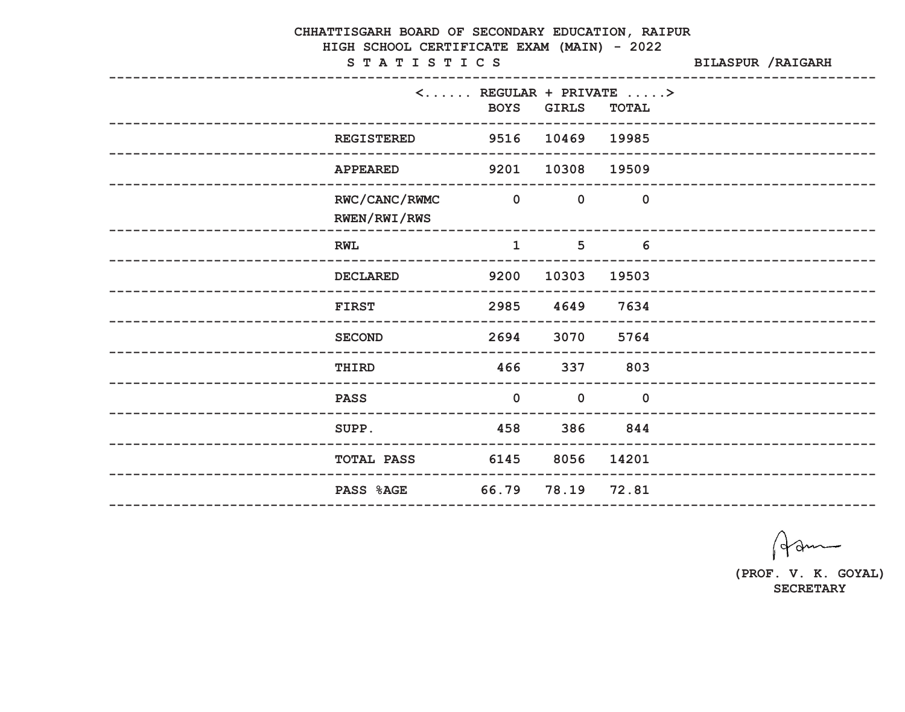# CHHATTISGARH BOARD OF SECONDARY EDUCATION, RAIPUR

## HIGH SCHOOL CERTIFICATE EXAM (MAIN) - 2022

**S T A T I S T I C S** — BILASPUR /RAIGARH

| | <...... REGULAR + PRIVATE .....> | | |
|---|---|---|---|
| | BOYS | GIRLS | TOTAL |
| REGISTERED | 9516 | 10469 | 19985 |
| APPEARED | 9201 | 10308 | 19509 |
| RWC/CANC/RWMC RWEN/RWI/RWS | 0 | 0 | 0 |
| RWL | 1 | 5 | 6 |
| DECLARED | 9200 | 10303 | 19503 |
| FIRST | 2985 | 4649 | 7634 |
| SECOND | 2694 | 3070 | 5764 |
| THIRD | 466 | 337 | 803 |
| PASS | 0 | 0 | 0 |
| SUPP. | 458 | 386 | 844 |
| TOTAL PASS | 6145 | 8056 | 14201 |
| PASS %AGE | 66.79 | 78.19 | 72.81 |

(PROF. V. K. GOYAL)
SECRETARY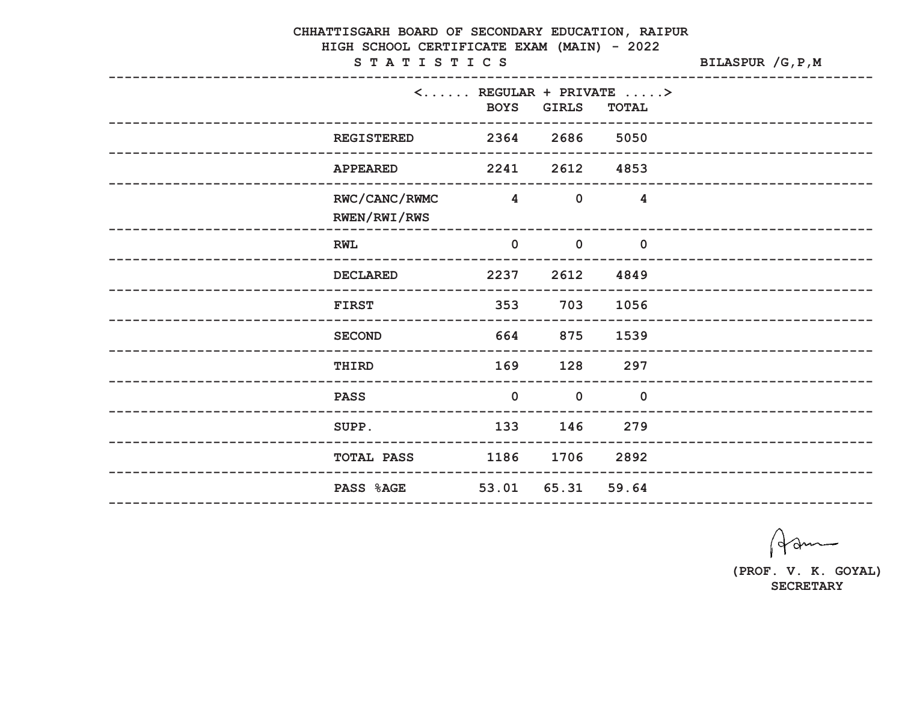# CHHATTISGARH BOARD OF SECONDARY EDUCATION, RAIPUR

## HIGH SCHOOL CERTIFICATE EXAM (MAIN) - 2022

**S T A T I S T I C S** BILASPUR /G,P,M

| | <...... REGULAR + PRIVATE .....> | | |
|---|---|---|---|
| | BOYS | GIRLS | TOTAL |
| REGISTERED | 2364 | 2686 | 5050 |
| APPEARED | 2241 | 2612 | 4853 |
| RWC/CANC/RWMC RWEN/RWI/RWS | 4 | 0 | 4 |
| RWL | 0 | 0 | 0 |
| DECLARED | 2237 | 2612 | 4849 |
| FIRST | 353 | 703 | 1056 |
| SECOND | 664 | 875 | 1539 |
| THIRD | 169 | 128 | 297 |
| PASS | 0 | 0 | 0 |
| SUPP. | 133 | 146 | 279 |
| TOTAL PASS | 1186 | 1706 | 2892 |
| PASS %AGE | 53.01 | 65.31 | 59.64 |

(PROF. V. K. GOYAL)
SECRETARY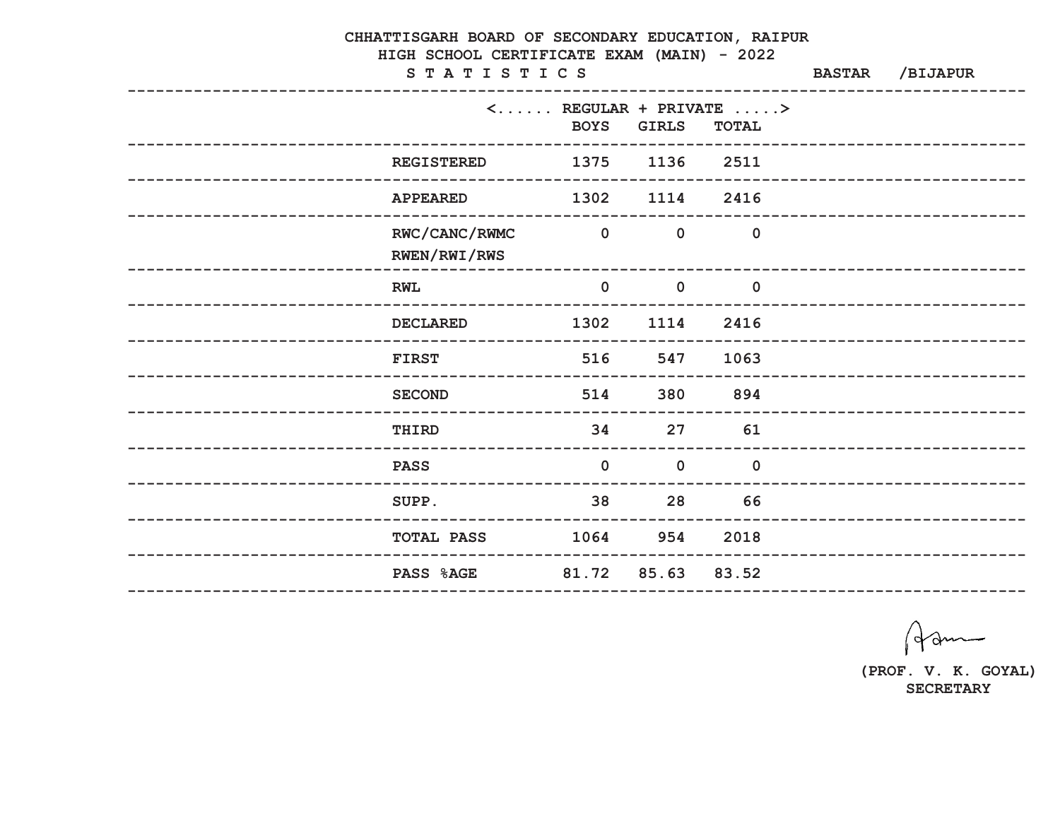# CHHATTISGARH BOARD OF SECONDARY EDUCATION, RAIPUR

## HIGH SCHOOL CERTIFICATE EXAM (MAIN) - 2022

**S T A T I S T I C S** BASTAR /BIJAPUR

| | <...... REGULAR + PRIVATE .....> | | |
|---|---|---|---|
| | BOYS | GIRLS | TOTAL |
| REGISTERED | 1375 | 1136 | 2511 |
| APPEARED | 1302 | 1114 | 2416 |
| RWC/CANC/RWMC RWEN/RWI/RWS | 0 | 0 | 0 |
| RWL | 0 | 0 | 0 |
| DECLARED | 1302 | 1114 | 2416 |
| FIRST | 516 | 547 | 1063 |
| SECOND | 514 | 380 | 894 |
| THIRD | 34 | 27 | 61 |
| PASS | 0 | 0 | 0 |
| SUPP. | 38 | 28 | 66 |
| TOTAL PASS | 1064 | 954 | 2018 |
| PASS %AGE | 81.72 | 85.63 | 83.52 |

(PROF. V. K. GOYAL)
SECRETARY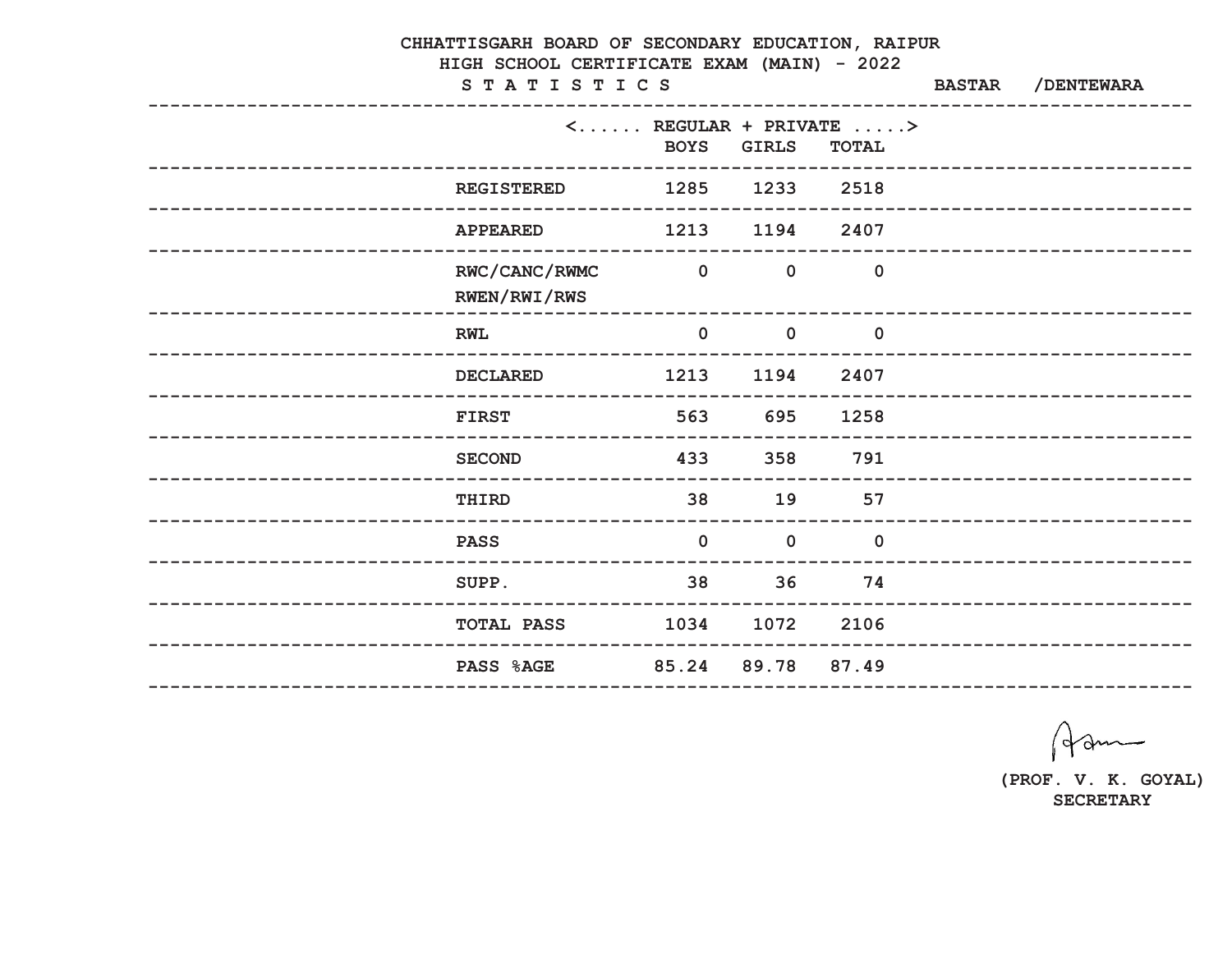CHHATTISGARH BOARD OF SECONDARY EDUCATION, RAIPUR

HIGH SCHOOL CERTIFICATE EXAM (MAIN) - 2022

S T A T I S T I C S  BASTAR /DENTEWARA

| | <...... REGULAR + PRIVATE .....> | | |
|---|---|---|---|
| | BOYS | GIRLS | TOTAL |
| REGISTERED | 1285 | 1233 | 2518 |
| APPEARED | 1213 | 1194 | 2407 |
| RWC/CANC/RWMC RWEN/RWI/RWS | 0 | 0 | 0 |
| RWL | 0 | 0 | 0 |
| DECLARED | 1213 | 1194 | 2407 |
| FIRST | 563 | 695 | 1258 |
| SECOND | 433 | 358 | 791 |
| THIRD | 38 | 19 | 57 |
| PASS | 0 | 0 | 0 |
| SUPP. | 38 | 36 | 74 |
| TOTAL PASS | 1034 | 1072 | 2106 |
| PASS %AGE | 85.24 | 89.78 | 87.49 |

(PROF. V. K. GOYAL)

SECRETARY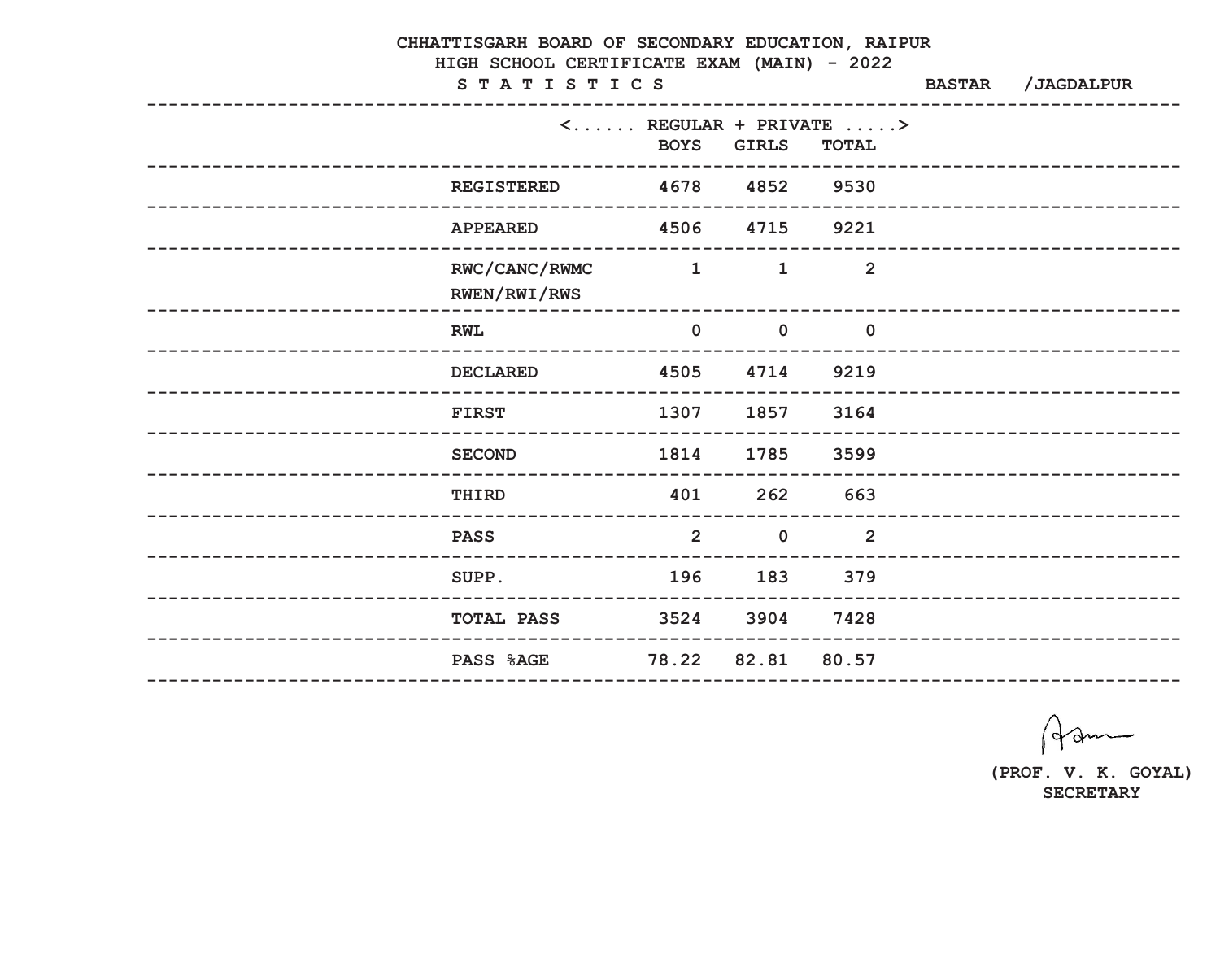# CHHATTISGARH BOARD OF SECONDARY EDUCATION, RAIPUR

## HIGH SCHOOL CERTIFICATE EXAM (MAIN) - 2022

**S T A T I S T I C S** **BASTAR /JAGDALPUR**

| | <...... REGULAR + PRIVATE .....> | | |
|---|---|---|---|
| | BOYS | GIRLS | TOTAL |
| REGISTERED | 4678 | 4852 | 9530 |
| APPEARED | 4506 | 4715 | 9221 |
| RWC/CANC/RWMC RWEN/RWI/RWS | 1 | 1 | 2 |
| RWL | 0 | 0 | 0 |
| DECLARED | 4505 | 4714 | 9219 |
| FIRST | 1307 | 1857 | 3164 |
| SECOND | 1814 | 1785 | 3599 |
| THIRD | 401 | 262 | 663 |
| PASS | 2 | 0 | 2 |
| SUPP. | 196 | 183 | 379 |
| TOTAL PASS | 3524 | 3904 | 7428 |
| PASS %AGE | 78.22 | 82.81 | 80.57 |

(PROF. V. K. GOYAL)
SECRETARY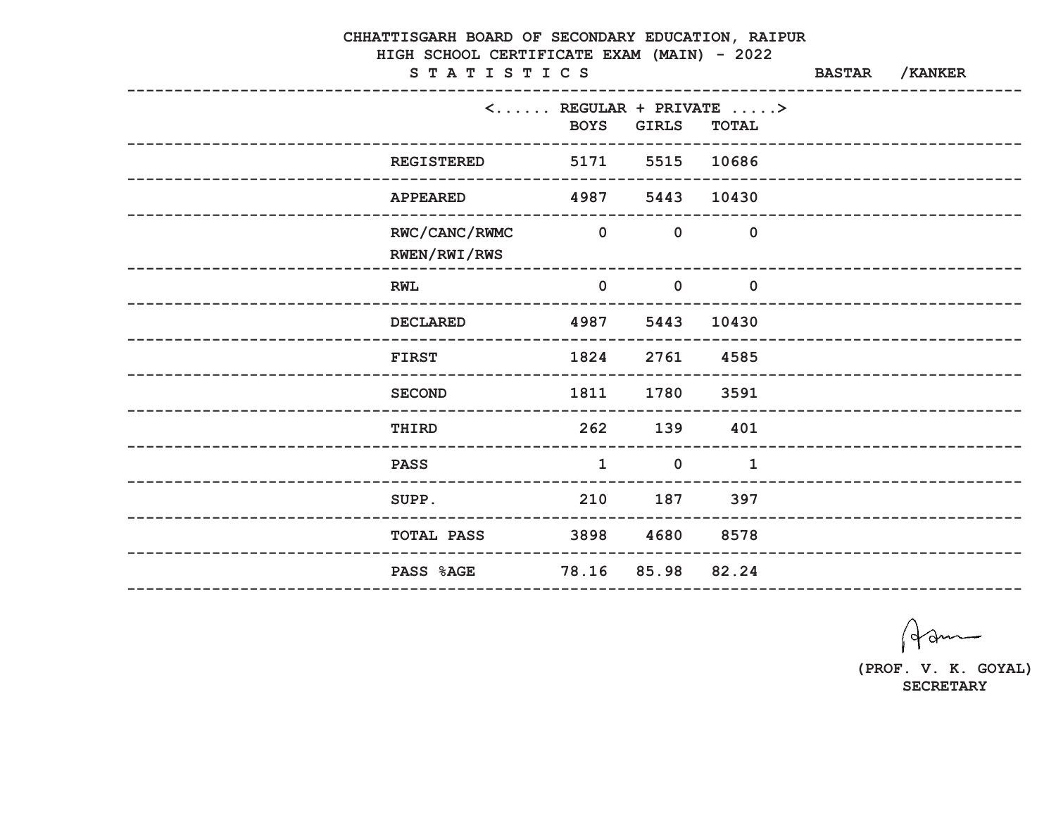CHHATTISGARH BOARD OF SECONDARY EDUCATION, RAIPUR

HIGH SCHOOL CERTIFICATE EXAM (MAIN) - 2022

S T A T I S T I C S BASTAR /KANKER

| | <...... REGULAR + PRIVATE .....> | | |
|---|---|---|---|
| | BOYS | GIRLS | TOTAL |
| REGISTERED | 5171 | 5515 | 10686 |
| APPEARED | 4987 | 5443 | 10430 |
| RWC/CANC/RWMC RWEN/RWI/RWS | 0 | 0 | 0 |
| RWL | 0 | 0 | 0 |
| DECLARED | 4987 | 5443 | 10430 |
| FIRST | 1824 | 2761 | 4585 |
| SECOND | 1811 | 1780 | 3591 |
| THIRD | 262 | 139 | 401 |
| PASS | 1 | 0 | 1 |
| SUPP. | 210 | 187 | 397 |
| TOTAL PASS | 3898 | 4680 | 8578 |
| PASS %AGE | 78.16 | 85.98 | 82.24 |

(PROF. V. K. GOYAL)
SECRETARY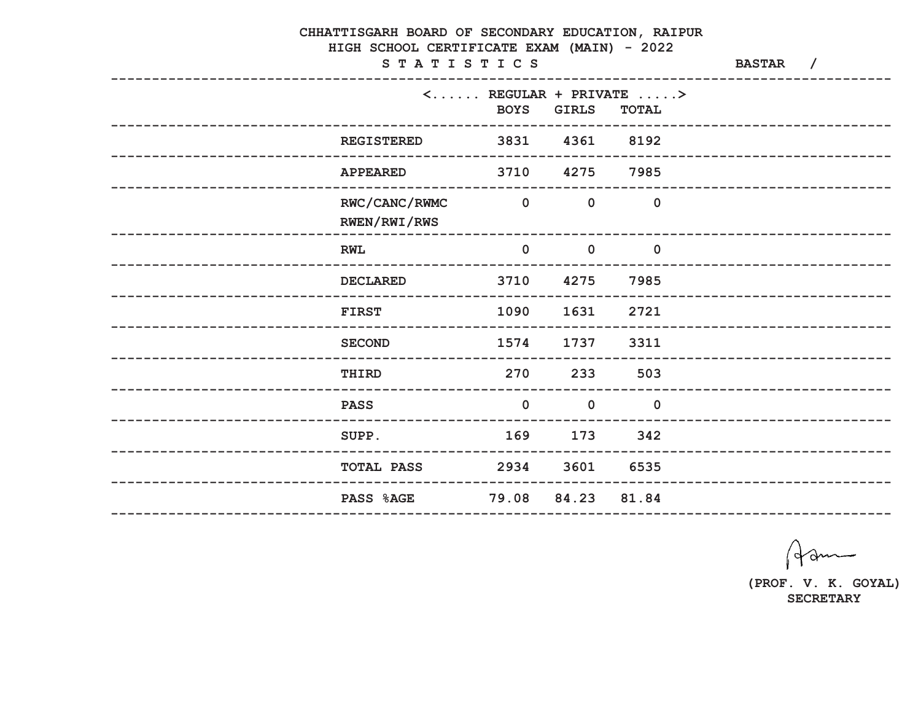# CHHATTISGARH BOARD OF SECONDARY EDUCATION, RAIPUR

## HIGH SCHOOL CERTIFICATE EXAM (MAIN) - 2022

**S T A T I S T I C S** **BASTAR /**

| | <...... REGULAR + PRIVATE .....> | | |
|---|---|---|---|
| | BOYS | GIRLS | TOTAL |
| REGISTERED | 3831 | 4361 | 8192 |
| APPEARED | 3710 | 4275 | 7985 |
| RWC/CANC/RWMC RWEN/RWI/RWS | 0 | 0 | 0 |
| RWL | 0 | 0 | 0 |
| DECLARED | 3710 | 4275 | 7985 |
| FIRST | 1090 | 1631 | 2721 |
| SECOND | 1574 | 1737 | 3311 |
| THIRD | 270 | 233 | 503 |
| PASS | 0 | 0 | 0 |
| SUPP. | 169 | 173 | 342 |
| TOTAL PASS | 2934 | 3601 | 6535 |
| PASS %AGE | 79.08 | 84.23 | 81.84 |

(PROF. V. K. GOYAL)
SECRETARY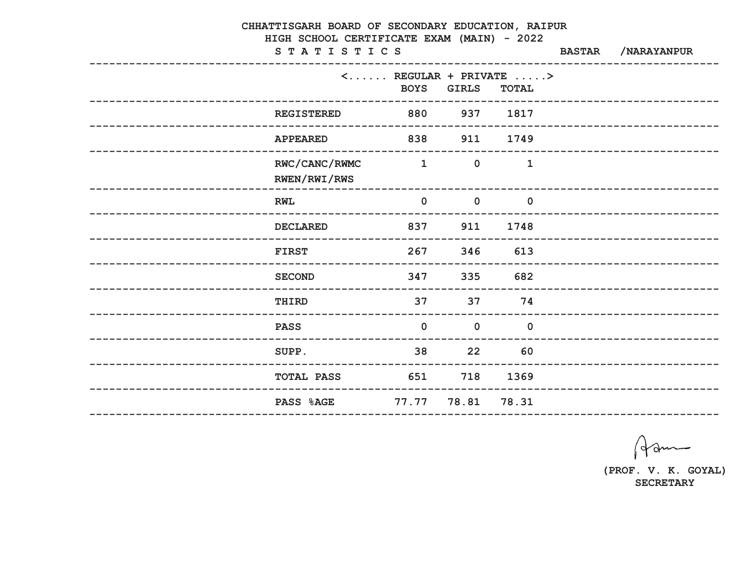# CHHATTISGARH BOARD OF SECONDARY EDUCATION, RAIPUR

## HIGH SCHOOL CERTIFICATE EXAM (MAIN) - 2022

**S T A T I S T I C S** BASTAR /NARAYANPUR

| | <...... REGULAR + PRIVATE .....> | | |
|---|---|---|---|
| | BOYS | GIRLS | TOTAL |
| REGISTERED | 880 | 937 | 1817 |
| APPEARED | 838 | 911 | 1749 |
| RWC/CANC/RWMC RWEN/RWI/RWS | 1 | 0 | 1 |
| RWL | 0 | 0 | 0 |
| DECLARED | 837 | 911 | 1748 |
| FIRST | 267 | 346 | 613 |
| SECOND | 347 | 335 | 682 |
| THIRD | 37 | 37 | 74 |
| PASS | 0 | 0 | 0 |
| SUPP. | 38 | 22 | 60 |
| TOTAL PASS | 651 | 718 | 1369 |
| PASS %AGE | 77.77 | 78.81 | 78.31 |

(PROF. V. K. GOYAL)
SECRETARY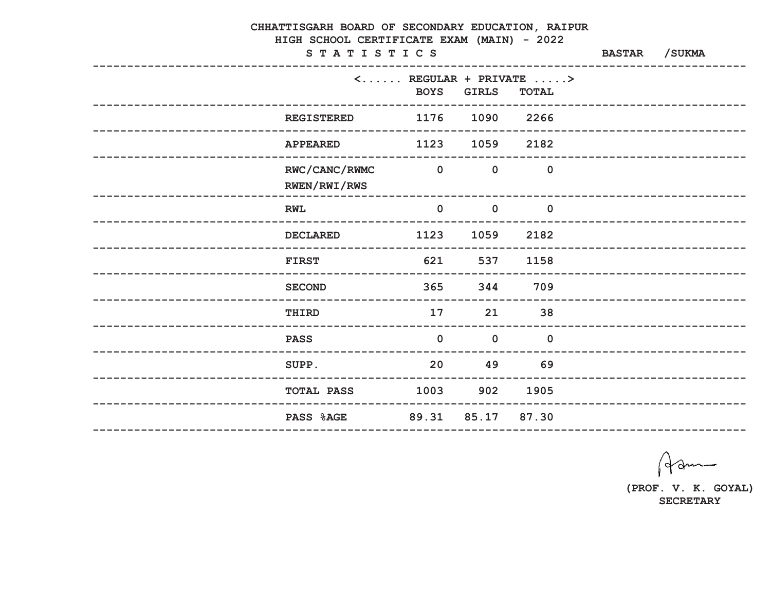# CHHATTISGARH BOARD OF SECONDARY EDUCATION, RAIPUR

## HIGH SCHOOL CERTIFICATE EXAM (MAIN) - 2022

**S T A T I S T I C S** — BASTAR /SUKMA

| | <...... REGULAR + PRIVATE .....> | | |
|---|---|---|---|
| | BOYS | GIRLS | TOTAL |
| REGISTERED | 1176 | 1090 | 2266 |
| APPEARED | 1123 | 1059 | 2182 |
| RWC/CANC/RWMC RWEN/RWI/RWS | 0 | 0 | 0 |
| RWL | 0 | 0 | 0 |
| DECLARED | 1123 | 1059 | 2182 |
| FIRST | 621 | 537 | 1158 |
| SECOND | 365 | 344 | 709 |
| THIRD | 17 | 21 | 38 |
| PASS | 0 | 0 | 0 |
| SUPP. | 20 | 49 | 69 |
| TOTAL PASS | 1003 | 902 | 1905 |
| PASS %AGE | 89.31 | 85.17 | 87.30 |

(PROF. V. K. GOYAL)
SECRETARY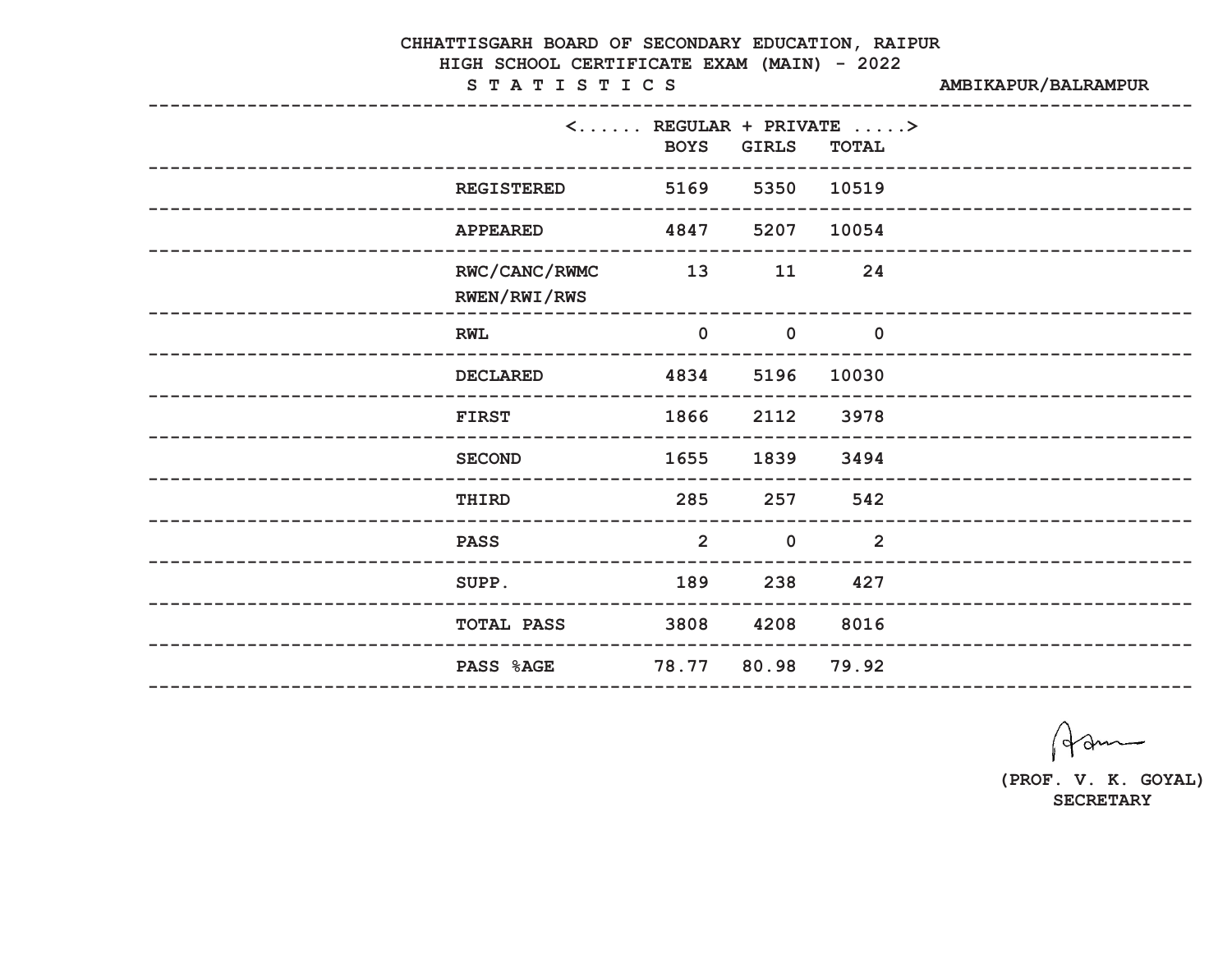CHHATTISGARH BOARD OF SECONDARY EDUCATION, RAIPUR

HIGH SCHOOL CERTIFICATE EXAM (MAIN) - 2022

S T A T I S T I C S — AMBIKAPUR/BALRAMPUR

| | <...... REGULAR + PRIVATE .....> | | |
|---|---|---|---|
| | BOYS | GIRLS | TOTAL |
| REGISTERED | 5169 | 5350 | 10519 |
| APPEARED | 4847 | 5207 | 10054 |
| RWC/CANC/RWMC RWEN/RWI/RWS | 13 | 11 | 24 |
| RWL | 0 | 0 | 0 |
| DECLARED | 4834 | 5196 | 10030 |
| FIRST | 1866 | 2112 | 3978 |
| SECOND | 1655 | 1839 | 3494 |
| THIRD | 285 | 257 | 542 |
| PASS | 2 | 0 | 2 |
| SUPP. | 189 | 238 | 427 |
| TOTAL PASS | 3808 | 4208 | 8016 |
| PASS %AGE | 78.77 | 80.98 | 79.92 |

(PROF. V. K. GOYAL)
SECRETARY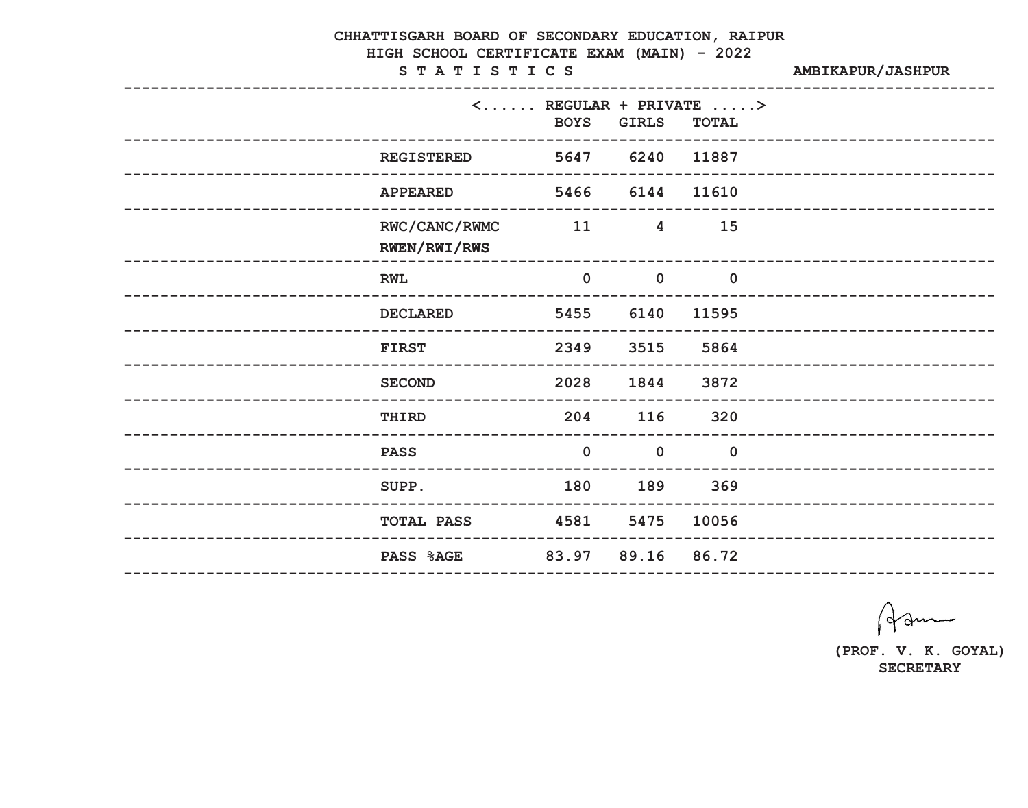# CHHATTISGARH BOARD OF SECONDARY EDUCATION, RAIPUR

## HIGH SCHOOL CERTIFICATE EXAM (MAIN) - 2022

**S T A T I S T I C S** — **AMBIKAPUR/JASHPUR**

| | <...... REGULAR + PRIVATE .....> | | |
|---|---|---|---|
| | BOYS | GIRLS | TOTAL |
| REGISTERED | 5647 | 6240 | 11887 |
| APPEARED | 5466 | 6144 | 11610 |
| RWC/CANC/RWMC RWEN/RWI/RWS | 11 | 4 | 15 |
| RWL | 0 | 0 | 0 |
| DECLARED | 5455 | 6140 | 11595 |
| FIRST | 2349 | 3515 | 5864 |
| SECOND | 2028 | 1844 | 3872 |
| THIRD | 204 | 116 | 320 |
| PASS | 0 | 0 | 0 |
| SUPP. | 180 | 189 | 369 |
| TOTAL PASS | 4581 | 5475 | 10056 |
| PASS %AGE | 83.97 | 89.16 | 86.72 |

**(PROF. V. K. GOYAL)**
**SECRETARY**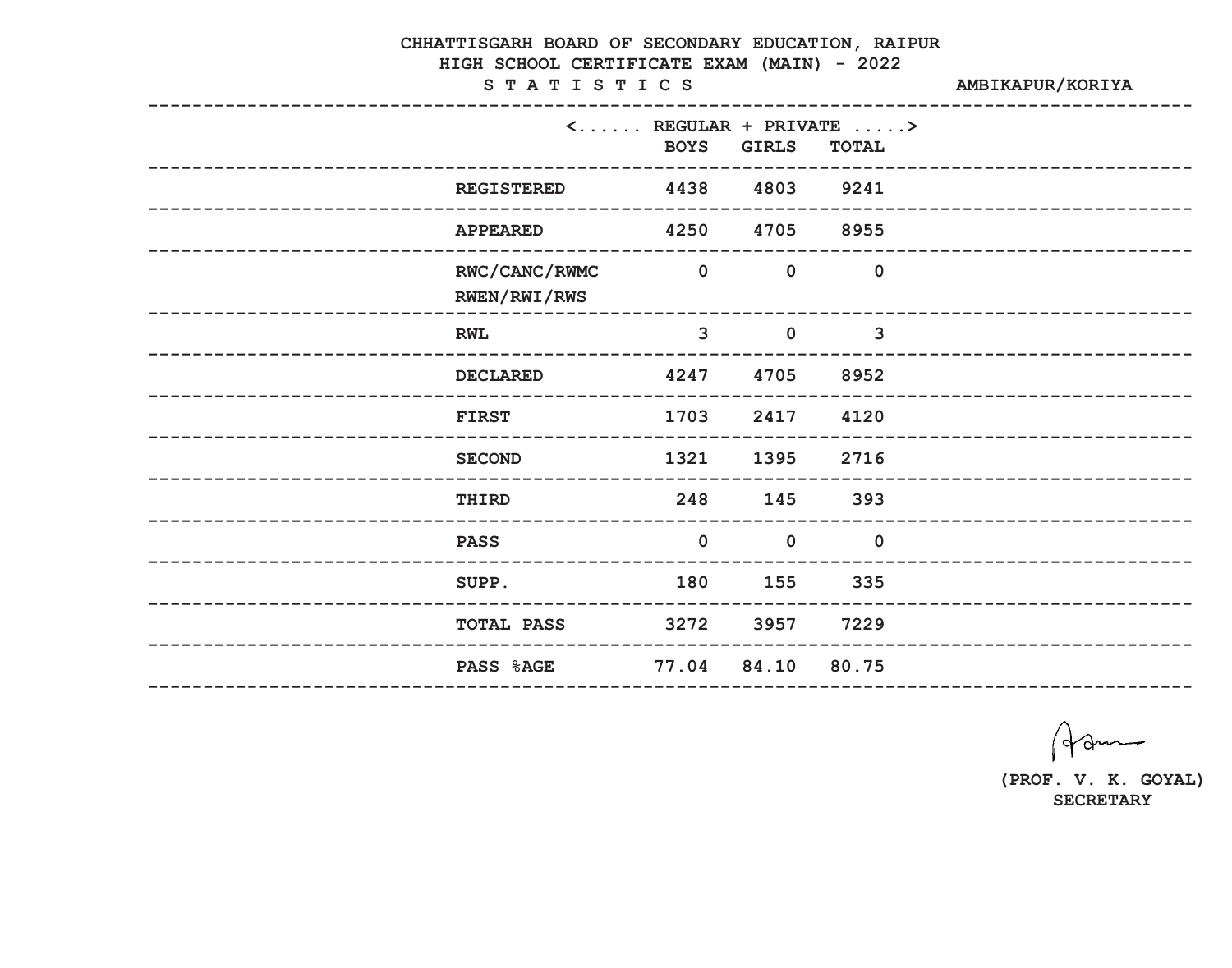# CHHATTISGARH BOARD OF SECONDARY EDUCATION, RAIPUR

## HIGH SCHOOL CERTIFICATE EXAM (MAIN) - 2022

### S T A T I S T I C S

AMBIKAPUR/KORIYA

| | <...... REGULAR + PRIVATE .....> | | |
|---|---|---|---|
| | BOYS | GIRLS | TOTAL |
| REGISTERED | 4438 | 4803 | 9241 |
| APPEARED | 4250 | 4705 | 8955 |
| RWC/CANC/RWMC RWEN/RWI/RWS | 0 | 0 | 0 |
| RWL | 3 | 0 | 3 |
| DECLARED | 4247 | 4705 | 8952 |
| FIRST | 1703 | 2417 | 4120 |
| SECOND | 1321 | 1395 | 2716 |
| THIRD | 248 | 145 | 393 |
| PASS | 0 | 0 | 0 |
| SUPP. | 180 | 155 | 335 |
| TOTAL PASS | 3272 | 3957 | 7229 |
| PASS %AGE | 77.04 | 84.10 | 80.75 |

(PROF. V. K. GOYAL)
SECRETARY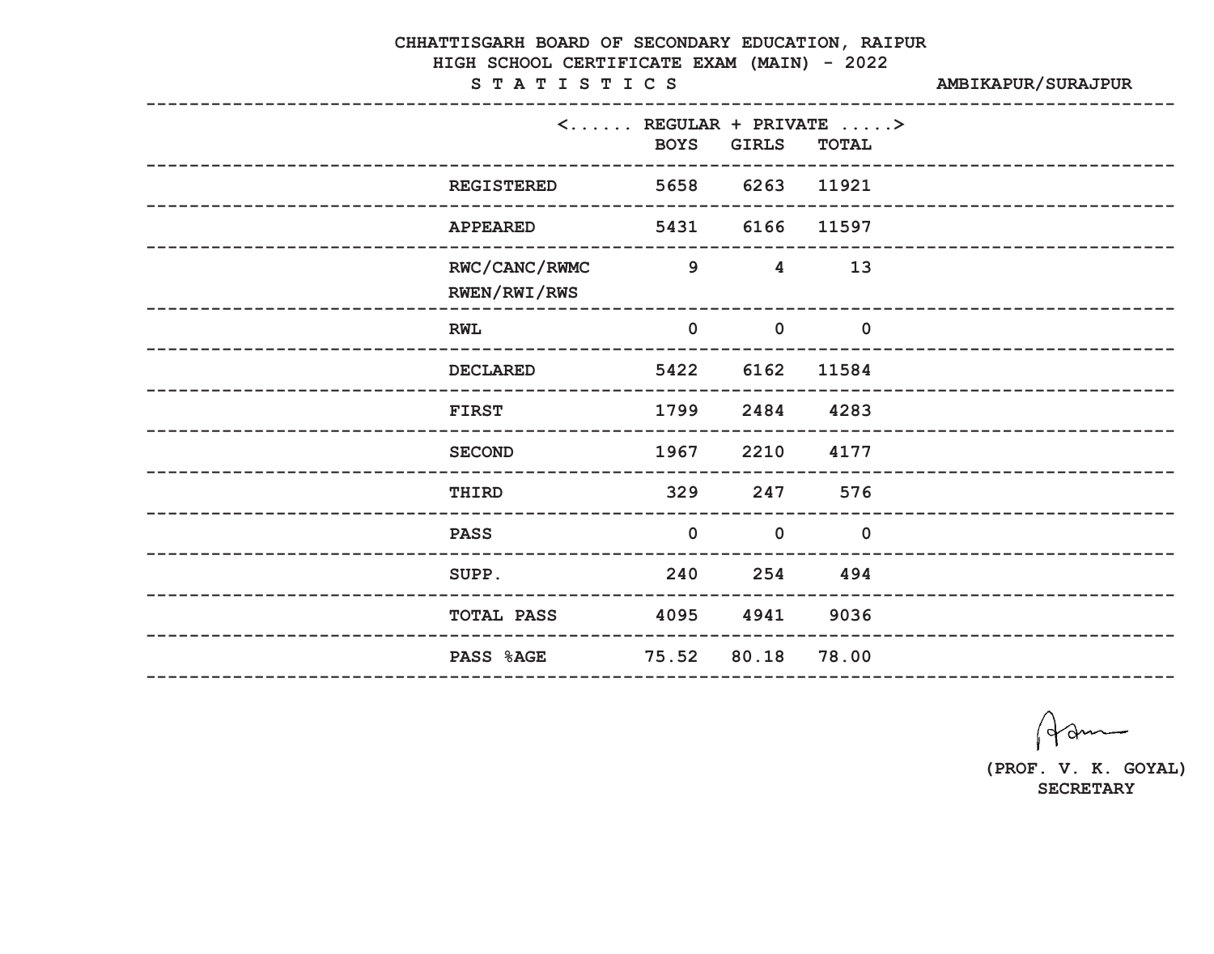CHHATTISGARH BOARD OF SECONDARY EDUCATION, RAIPUR

HIGH SCHOOL CERTIFICATE EXAM (MAIN) - 2022

S T A T I S T I C S

AMBIKAPUR/SURAJPUR

| | <...... REGULAR + PRIVATE .....> | | |
|---|---|---|---|
| | BOYS | GIRLS | TOTAL |
| REGISTERED | 5658 | 6263 | 11921 |
| APPEARED | 5431 | 6166 | 11597 |
| RWC/CANC/RWMC RWEN/RWI/RWS | 9 | 4 | 13 |
| RWL | 0 | 0 | 0 |
| DECLARED | 5422 | 6162 | 11584 |
| FIRST | 1799 | 2484 | 4283 |
| SECOND | 1967 | 2210 | 4177 |
| THIRD | 329 | 247 | 576 |
| PASS | 0 | 0 | 0 |
| SUPP. | 240 | 254 | 494 |
| TOTAL PASS | 4095 | 4941 | 9036 |
| PASS %AGE | 75.52 | 80.18 | 78.00 |

(PROF. V. K. GOYAL)
SECRETARY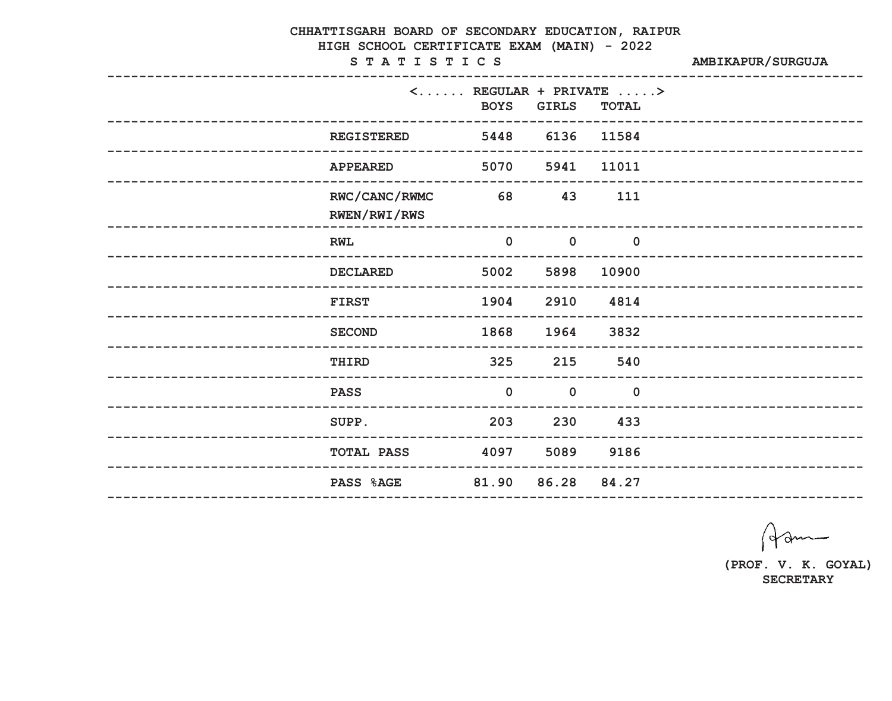# CHHATTISGARH BOARD OF SECONDARY EDUCATION, RAIPUR

## HIGH SCHOOL CERTIFICATE EXAM (MAIN) - 2022

**S T A T I S T I C S** AMBIKAPUR/SURGUJA

| | <...... REGULAR + PRIVATE .....> | | |
|---|---|---|---|
| | BOYS | GIRLS | TOTAL |
| REGISTERED | 5448 | 6136 | 11584 |
| APPEARED | 5070 | 5941 | 11011 |
| RWC/CANC/RWMC RWEN/RWI/RWS | 68 | 43 | 111 |
| RWL | 0 | 0 | 0 |
| DECLARED | 5002 | 5898 | 10900 |
| FIRST | 1904 | 2910 | 4814 |
| SECOND | 1868 | 1964 | 3832 |
| THIRD | 325 | 215 | 540 |
| PASS | 0 | 0 | 0 |
| SUPP. | 203 | 230 | 433 |
| TOTAL PASS | 4097 | 5089 | 9186 |
| PASS %AGE | 81.90 | 86.28 | 84.27 |

(PROF. V. K. GOYAL)
SECRETARY